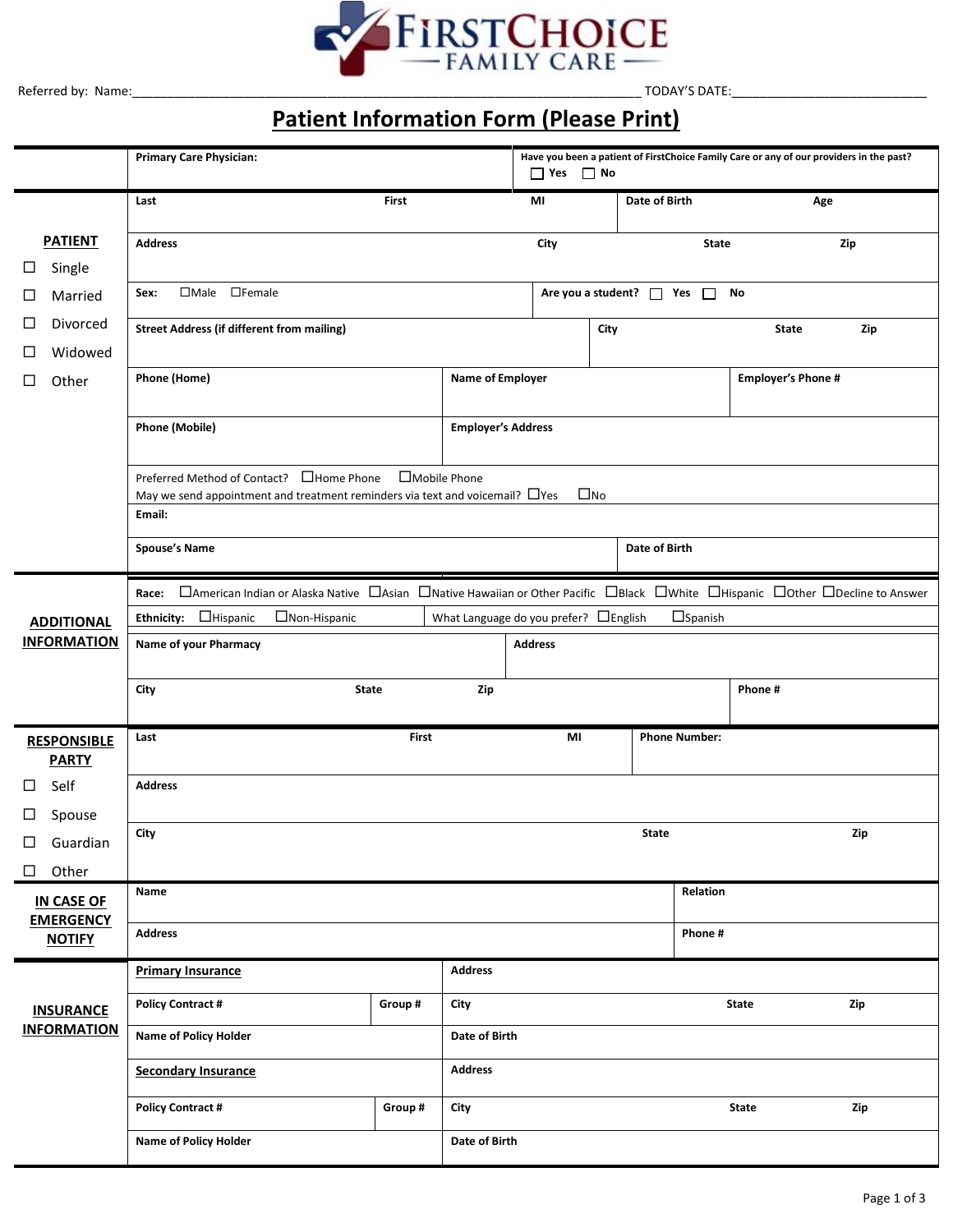FIRSTCHOICE FAMILY CARE

Referred by: Name:\_\_\_\_\_\_\_\_\_\_\_\_\_\_\_\_\_\_\_\_\_\_\_\_\_\_\_\_\_\_\_\_\_\_\_\_\_\_\_\_\_\_\_\_\_\_\_\_\_\_\_\_\_\_\_\_\_\_\_\_\_\_\_\_\_\_\_\_\_\_\_ TODAY'S DATE:\_\_\_\_\_\_\_\_\_\_\_\_\_\_\_\_\_\_\_\_\_\_\_\_\_\_\_\_

# Patient Information Form (Please Print)

| | | |
|---|---|---|
| | **Primary Care Physician:** | **Have you been a patient of FirstChoice Family Care or any of our providers in the past?** ☐ Yes ☐ No |

**PATIENT**

☐ Single
☐ Married
☐ Divorced
☐ Widowed
☐ Other

| | | | | |
|---|---|---|---|---|
| **Last** | **First** | **MI** | **Date of Birth** | **Age** |
| **Address** | | **City** | **State** | **Zip** |
| **Sex:** ☐Male ☐Female | | **Are you a student?** ☐ Yes ☐ No | | |
| **Street Address (if different from mailing)** | | **City** | **State** | **Zip** |
| **Phone (Home)** | **Name of Employer** | | **Employer's Phone #** | |
| **Phone (Mobile)** | **Employer's Address** | | | |

Preferred Method of Contact? ☐Home Phone ☐Mobile Phone
May we send appointment and treatment reminders via text and voicemail? ☐Yes ☐No

**Email:**

| | |
|---|---|
| **Spouse's Name** | **Date of Birth** |

**ADDITIONAL INFORMATION**

**Race:** ☐American Indian or Alaska Native ☐Asian ☐Native Hawaiian or Other Pacific ☐Black ☐White ☐Hispanic ☐Other ☐Decline to Answer

**Ethnicity:** ☐Hispanic ☐Non-Hispanic | What Language do you prefer? ☐English ☐Spanish

| | | | |
|---|---|---|---|
| **Name of your Pharmacy** | | **Address** | |
| **City** | **State** | **Zip** | **Phone #** |

**RESPONSIBLE PARTY**

☐ Self
☐ Spouse
☐ Guardian
☐ Other

| | | | |
|---|---|---|---|
| **Last** | **First** | **MI** | **Phone Number:** |
| **Address** | | | |
| **City** | | **State** | **Zip** |

**IN CASE OF EMERGENCY NOTIFY**

| | |
|---|---|
| **Name** | **Relation** |
| **Address** | **Phone #** |

**INSURANCE INFORMATION**

| | | | | |
|---|---|---|---|---|
| **Primary Insurance** | | **Address** | | |
| **Policy Contract #** | **Group #** | **City** | **State** | **Zip** |
| **Name of Policy Holder** | | **Date of Birth** | | |
| **Secondary Insurance** | | **Address** | | |
| **Policy Contract #** | **Group #** | **City** | **State** | **Zip** |
| **Name of Policy Holder** | | **Date of Birth** | | |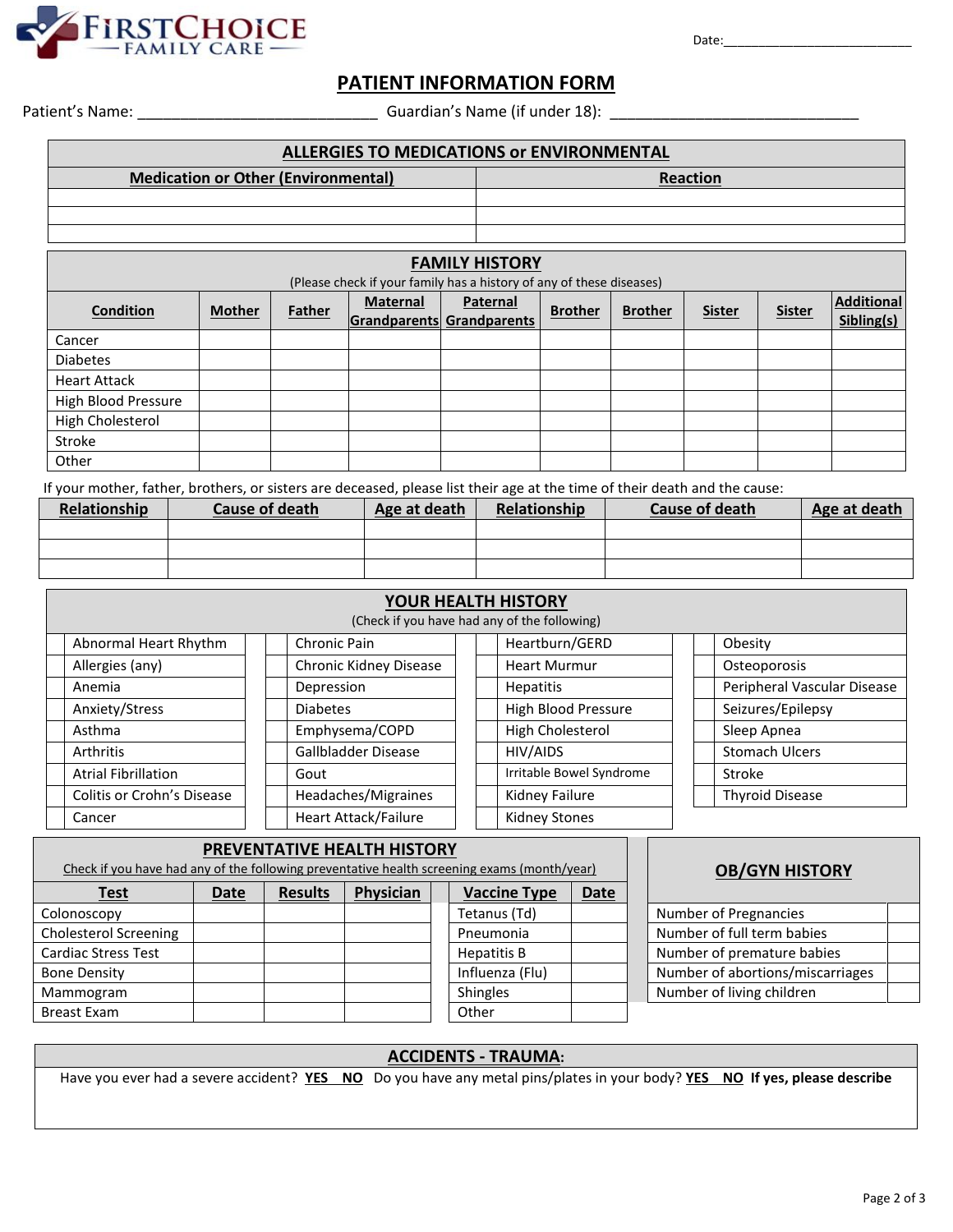FIRSTCHOICE FAMILY CARE

Date:___________________________

# PATIENT INFORMATION FORM

Patient's Name: ____________________________ Guardian's Name (if under 18): ______________________________

## ALLERGIES TO MEDICATIONS or ENVIRONMENTAL

| Medication or Other (Environmental) | Reaction |
|---|---|
| | |
| | |
| | |

## FAMILY HISTORY

(Please check if your family has a history of any of these diseases)

| Condition | Mother | Father | Maternal Grandparents | Paternal Grandparents | Brother | Brother | Sister | Sister | Additional Sibling(s) |
|---|---|---|---|---|---|---|---|---|---|
| Cancer | | | | | | | | | |
| Diabetes | | | | | | | | | |
| Heart Attack | | | | | | | | | |
| High Blood Pressure | | | | | | | | | |
| High Cholesterol | | | | | | | | | |
| Stroke | | | | | | | | | |
| Other | | | | | | | | | |

If your mother, father, brothers, or sisters are deceased, please list their age at the time of their death and the cause:

| Relationship | Cause of death | Age at death | Relationship | Cause of death | Age at death |
|---|---|---|---|---|---|
| | | | | | |
| | | | | | |
| | | | | | |

## YOUR HEALTH HISTORY

(Check if you have had any of the following)

| | | | | | | | |
|---|---|---|---|---|---|---|---|
| | Abnormal Heart Rhythm | | Chronic Pain | | Heartburn/GERD | | Obesity |
| | Allergies (any) | | Chronic Kidney Disease | | Heart Murmur | | Osteoporosis |
| | Anemia | | Depression | | Hepatitis | | Peripheral Vascular Disease |
| | Anxiety/Stress | | Diabetes | | High Blood Pressure | | Seizures/Epilepsy |
| | Asthma | | Emphysema/COPD | | High Cholesterol | | Sleep Apnea |
| | Arthritis | | Gallbladder Disease | | HIV/AIDS | | Stomach Ulcers |
| | Atrial Fibrillation | | Gout | | Irritable Bowel Syndrome | | Stroke |
| | Colitis or Crohn's Disease | | Headaches/Migraines | | Kidney Failure | | Thyroid Disease |
| | Cancer | | Heart Attack/Failure | | Kidney Stones | | |

## PREVENTATIVE HEALTH HISTORY

Check if you have had any of the following preventative health screening exams (month/year)

| Test | Date | Results | Physician | Vaccine Type | Date |
|---|---|---|---|---|---|
| Colonoscopy | | | | Tetanus (Td) | |
| Cholesterol Screening | | | | Pneumonia | |
| Cardiac Stress Test | | | | Hepatitis B | |
| Bone Density | | | | Influenza (Flu) | |
| Mammogram | | | | Shingles | |
| Breast Exam | | | | Other | |

## OB/GYN HISTORY

| | |
|---|---|
| Number of Pregnancies | |
| Number of full term babies | |
| Number of premature babies | |
| Number of abortions/miscarriages | |
| Number of living children | |

## ACCIDENTS - TRAUMA:

Have you ever had a severe accident? **YES NO** Do you have any metal pins/plates in your body? **YES NO** **If yes, please describe**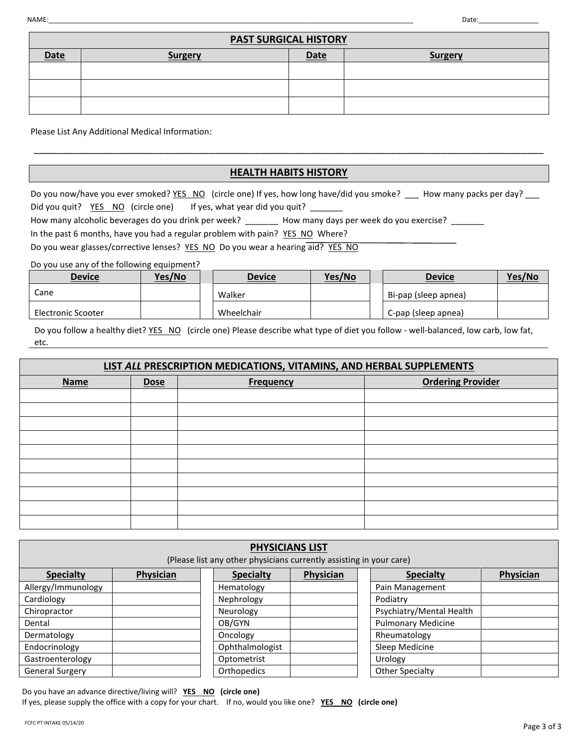NAME:________________________________________________________________________________________________ Date:_______________

## PAST SURGICAL HISTORY

| Date | Surgery | Date | Surgery |
|---|---|---|---|
| | | | |
| | | | |
| | | | |

Please List Any Additional Medical Information:

_______________________________________________________________________________________________________________

## HEALTH HABITS HISTORY

Do you now/have you ever smoked? YES NO (circle one) If yes, how long have/did you smoke? ___ How many packs per day? ___

Did you quit? YES NO (circle one) If yes, what year did you quit? _______

How many alcoholic beverages do you drink per week? _______ How many days per week do you exercise? _______

In the past 6 months, have you had a regular problem with pain? YES NO Where? ________________

Do you wear glasses/corrective lenses? YES NO Do you wear a hearing aid? YES NO

Do you use any of the following equipment?

| Device | Yes/No | Device | Yes/No | Device | Yes/No |
|---|---|---|---|---|---|
| Cane | | Walker | | Bi-pap (sleep apnea) | |
| Electronic Scooter | | Wheelchair | | C-pap (sleep apnea) | |

Do you follow a healthy diet? YES NO (circle one) Please describe what type of diet you follow - well-balanced, low carb, low fat, etc.

_______________________________________________________________________________________________________________

## LIST *ALL* PRESCRIPTION MEDICATIONS, VITAMINS, AND HERBAL SUPPLEMENTS

| Name | Dose | Frequency | Ordering Provider |
|---|---|---|---|
| | | | |
| | | | |
| | | | |
| | | | |
| | | | |
| | | | |
| | | | |
| | | | |
| | | | |
| | | | |

## PHYSICIANS LIST

(Please list any other physicians currently assisting in your care)

| Specialty | Physician | Specialty | Physician | Specialty | Physician |
|---|---|---|---|---|---|
| Allergy/Immunology | | Hematology | | Pain Management | |
| Cardiology | | Nephrology | | Podiatry | |
| Chiropractor | | Neurology | | Psychiatry/Mental Health | |
| Dental | | OB/GYN | | Pulmonary Medicine | |
| Dermatology | | Oncology | | Rheumatology | |
| Endocrinology | | Ophthalmologist | | Sleep Medicine | |
| Gastroenterology | | Optometrist | | Urology | |
| General Surgery | | Orthopedics | | Other Specialty | |

Do you have an advance directive/living will? **YES NO (circle one)**

If yes, please supply the office with a copy for your chart. If no, would you like one? **YES NO (circle one)**

FCFC PT INTAKE 05/14/20